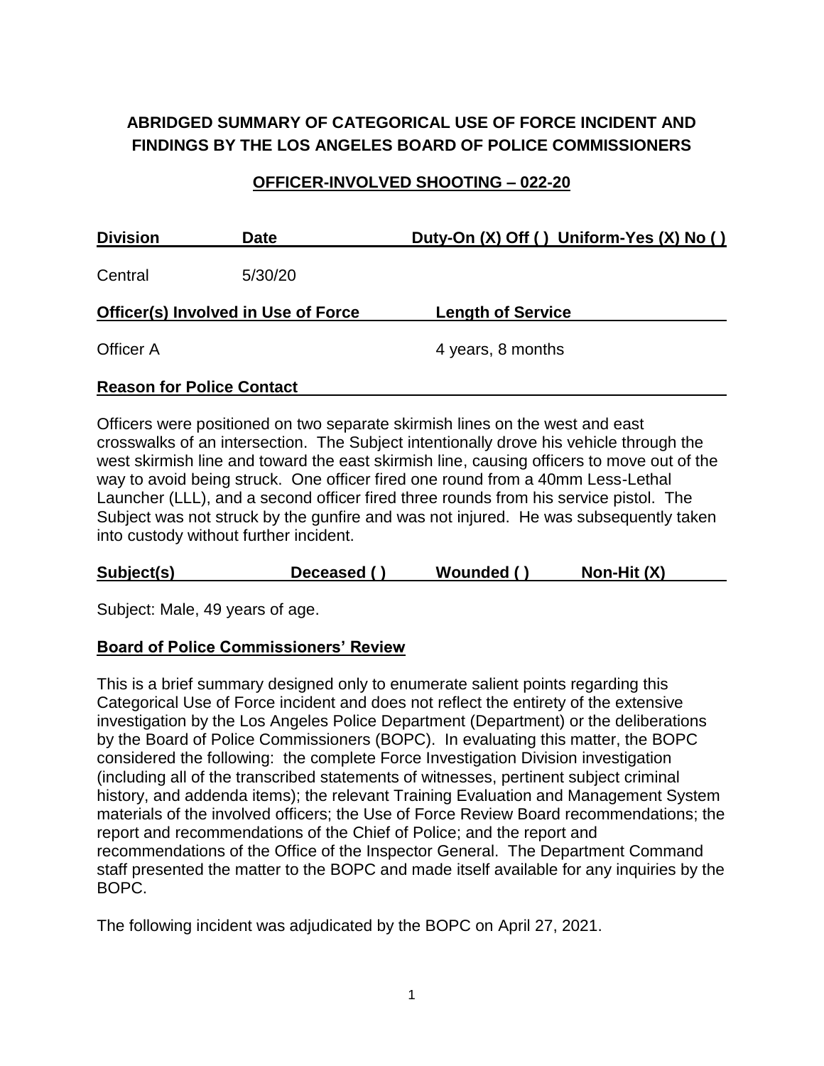# ABRIDGED SUMMARY OF CATEGORICAL USE OF FORCE INCIDENT AND FINDINGS BY THE LOS ANGELES BOARD OF POLICE COMMISSIONERS

## OFFICER-INVOLVED SHOOTING – 022-20

| Division | Date | Duty-On (X) Off ( ) Uniform-Yes (X) No ( ) |
|---|---|---|
| Central | 5/30/20 | |

| Officer(s) Involved in Use of Force | Length of Service |
|---|---|
| Officer A | 4 years, 8 months |

**Reason for Police Contact**

Officers were positioned on two separate skirmish lines on the west and east crosswalks of an intersection. The Subject intentionally drove his vehicle through the west skirmish line and toward the east skirmish line, causing officers to move out of the way to avoid being struck. One officer fired one round from a 40mm Less-Lethal Launcher (LLL), and a second officer fired three rounds from his service pistol. The Subject was not struck by the gunfire and was not injured. He was subsequently taken into custody without further incident.

| Subject(s) | Deceased ( ) | Wounded ( ) | Non-Hit (X) |
|---|---|---|---|

Subject: Male, 49 years of age.

**Board of Police Commissioners' Review**

This is a brief summary designed only to enumerate salient points regarding this Categorical Use of Force incident and does not reflect the entirety of the extensive investigation by the Los Angeles Police Department (Department) or the deliberations by the Board of Police Commissioners (BOPC). In evaluating this matter, the BOPC considered the following: the complete Force Investigation Division investigation (including all of the transcribed statements of witnesses, pertinent subject criminal history, and addenda items); the relevant Training Evaluation and Management System materials of the involved officers; the Use of Force Review Board recommendations; the report and recommendations of the Chief of Police; and the report and recommendations of the Office of the Inspector General. The Department Command staff presented the matter to the BOPC and made itself available for any inquiries by the BOPC.

The following incident was adjudicated by the BOPC on April 27, 2021.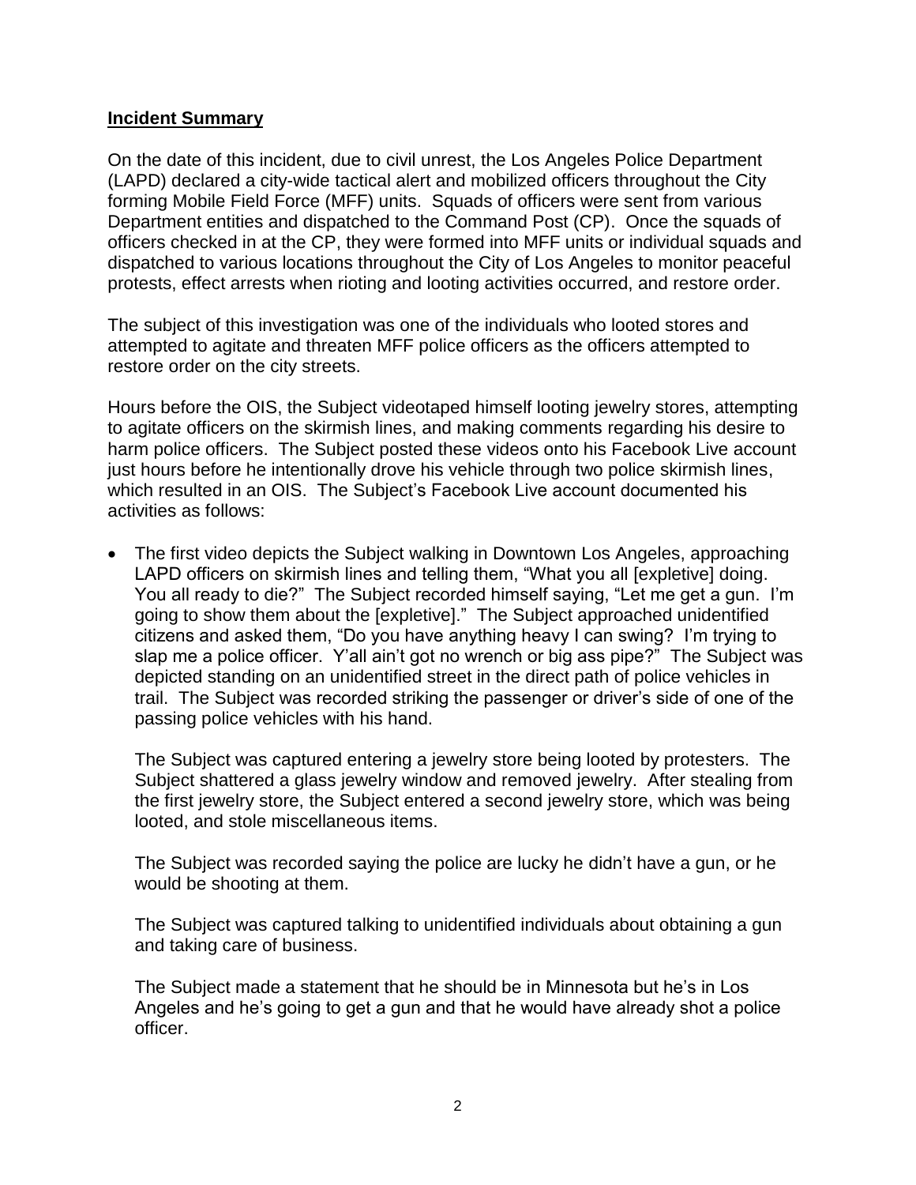**Incident Summary**

On the date of this incident, due to civil unrest, the Los Angeles Police Department (LAPD) declared a city-wide tactical alert and mobilized officers throughout the City forming Mobile Field Force (MFF) units. Squads of officers were sent from various Department entities and dispatched to the Command Post (CP). Once the squads of officers checked in at the CP, they were formed into MFF units or individual squads and dispatched to various locations throughout the City of Los Angeles to monitor peaceful protests, effect arrests when rioting and looting activities occurred, and restore order.

The subject of this investigation was one of the individuals who looted stores and attempted to agitate and threaten MFF police officers as the officers attempted to restore order on the city streets.

Hours before the OIS, the Subject videotaped himself looting jewelry stores, attempting to agitate officers on the skirmish lines, and making comments regarding his desire to harm police officers. The Subject posted these videos onto his Facebook Live account just hours before he intentionally drove his vehicle through two police skirmish lines, which resulted in an OIS. The Subject's Facebook Live account documented his activities as follows:

- The first video depicts the Subject walking in Downtown Los Angeles, approaching LAPD officers on skirmish lines and telling them, "What you all [expletive] doing. You all ready to die?" The Subject recorded himself saying, "Let me get a gun. I'm going to show them about the [expletive]." The Subject approached unidentified citizens and asked them, "Do you have anything heavy I can swing? I'm trying to slap me a police officer. Y'all ain't got no wrench or big ass pipe?" The Subject was depicted standing on an unidentified street in the direct path of police vehicles in trail. The Subject was recorded striking the passenger or driver's side of one of the passing police vehicles with his hand.

  The Subject was captured entering a jewelry store being looted by protesters. The Subject shattered a glass jewelry window and removed jewelry. After stealing from the first jewelry store, the Subject entered a second jewelry store, which was being looted, and stole miscellaneous items.

  The Subject was recorded saying the police are lucky he didn't have a gun, or he would be shooting at them.

  The Subject was captured talking to unidentified individuals about obtaining a gun and taking care of business.

  The Subject made a statement that he should be in Minnesota but he's in Los Angeles and he's going to get a gun and that he would have already shot a police officer.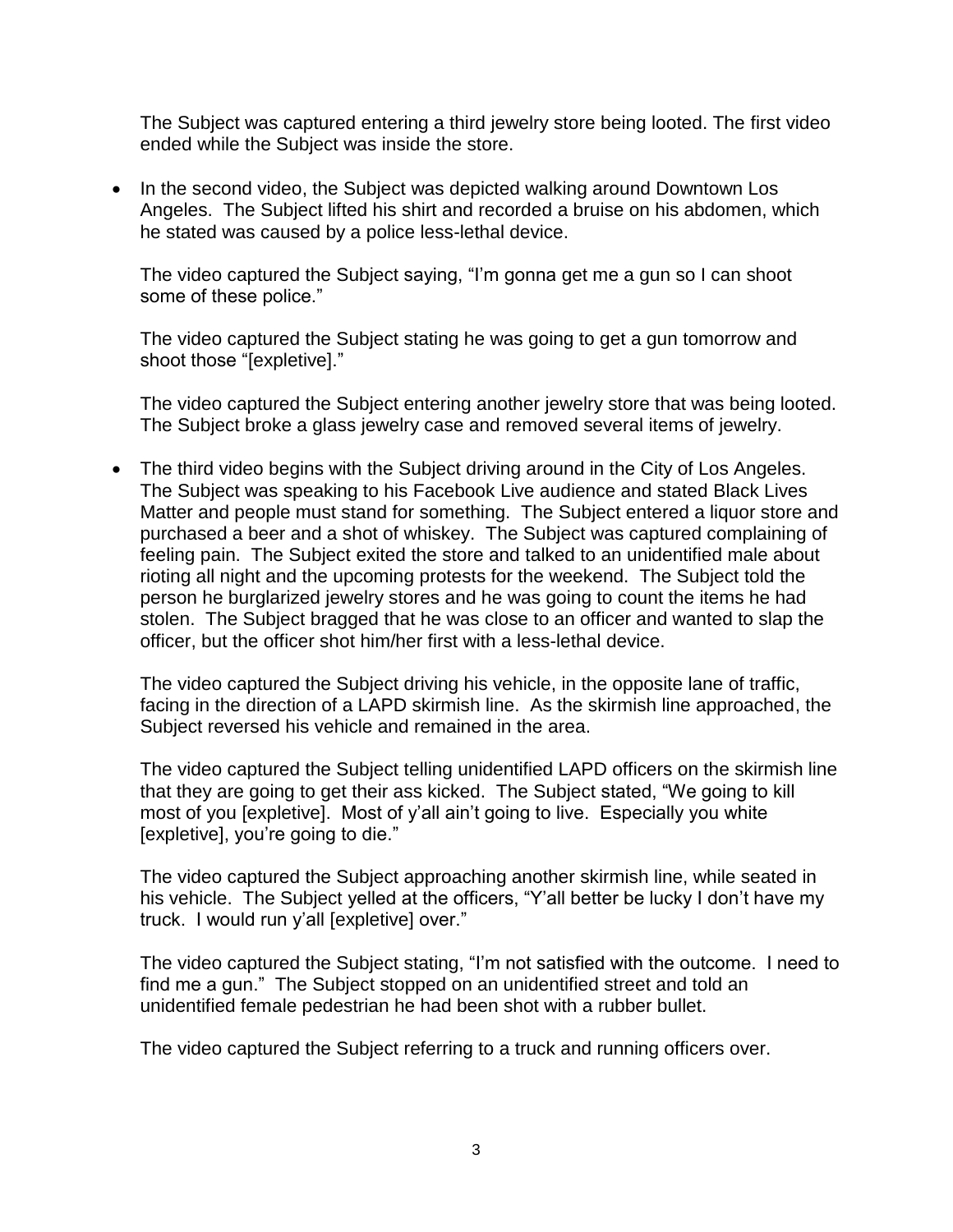The Subject was captured entering a third jewelry store being looted. The first video ended while the Subject was inside the store.

- In the second video, the Subject was depicted walking around Downtown Los Angeles. The Subject lifted his shirt and recorded a bruise on his abdomen, which he stated was caused by a police less-lethal device.

  The video captured the Subject saying, "I'm gonna get me a gun so I can shoot some of these police."

  The video captured the Subject stating he was going to get a gun tomorrow and shoot those "[expletive]."

  The video captured the Subject entering another jewelry store that was being looted. The Subject broke a glass jewelry case and removed several items of jewelry.

- The third video begins with the Subject driving around in the City of Los Angeles. The Subject was speaking to his Facebook Live audience and stated Black Lives Matter and people must stand for something. The Subject entered a liquor store and purchased a beer and a shot of whiskey. The Subject was captured complaining of feeling pain. The Subject exited the store and talked to an unidentified male about rioting all night and the upcoming protests for the weekend. The Subject told the person he burglarized jewelry stores and he was going to count the items he had stolen. The Subject bragged that he was close to an officer and wanted to slap the officer, but the officer shot him/her first with a less-lethal device.

  The video captured the Subject driving his vehicle, in the opposite lane of traffic, facing in the direction of a LAPD skirmish line. As the skirmish line approached, the Subject reversed his vehicle and remained in the area.

  The video captured the Subject telling unidentified LAPD officers on the skirmish line that they are going to get their ass kicked. The Subject stated, "We going to kill most of you [expletive]. Most of y'all ain't going to live. Especially you white [expletive], you're going to die."

  The video captured the Subject approaching another skirmish line, while seated in his vehicle. The Subject yelled at the officers, "Y'all better be lucky I don't have my truck. I would run y'all [expletive] over."

  The video captured the Subject stating, "I'm not satisfied with the outcome. I need to find me a gun." The Subject stopped on an unidentified street and told an unidentified female pedestrian he had been shot with a rubber bullet.

  The video captured the Subject referring to a truck and running officers over.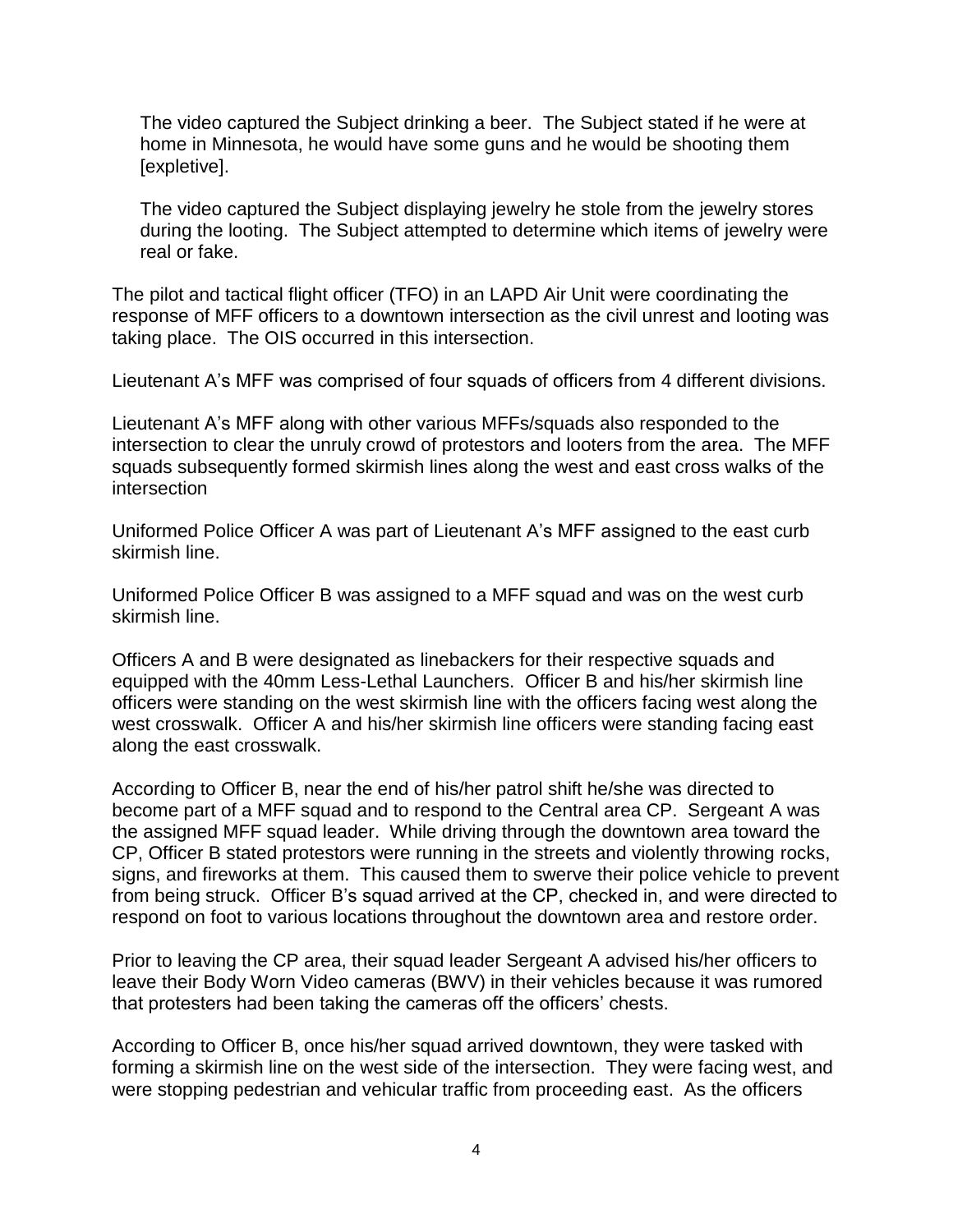The video captured the Subject drinking a beer. The Subject stated if he were at home in Minnesota, he would have some guns and he would be shooting them [expletive].

The video captured the Subject displaying jewelry he stole from the jewelry stores during the looting. The Subject attempted to determine which items of jewelry were real or fake.

The pilot and tactical flight officer (TFO) in an LAPD Air Unit were coordinating the response of MFF officers to a downtown intersection as the civil unrest and looting was taking place. The OIS occurred in this intersection.

Lieutenant A's MFF was comprised of four squads of officers from 4 different divisions.

Lieutenant A's MFF along with other various MFFs/squads also responded to the intersection to clear the unruly crowd of protestors and looters from the area. The MFF squads subsequently formed skirmish lines along the west and east cross walks of the intersection

Uniformed Police Officer A was part of Lieutenant A's MFF assigned to the east curb skirmish line.

Uniformed Police Officer B was assigned to a MFF squad and was on the west curb skirmish line.

Officers A and B were designated as linebackers for their respective squads and equipped with the 40mm Less-Lethal Launchers. Officer B and his/her skirmish line officers were standing on the west skirmish line with the officers facing west along the west crosswalk. Officer A and his/her skirmish line officers were standing facing east along the east crosswalk.

According to Officer B, near the end of his/her patrol shift he/she was directed to become part of a MFF squad and to respond to the Central area CP. Sergeant A was the assigned MFF squad leader. While driving through the downtown area toward the CP, Officer B stated protestors were running in the streets and violently throwing rocks, signs, and fireworks at them. This caused them to swerve their police vehicle to prevent from being struck. Officer B's squad arrived at the CP, checked in, and were directed to respond on foot to various locations throughout the downtown area and restore order.

Prior to leaving the CP area, their squad leader Sergeant A advised his/her officers to leave their Body Worn Video cameras (BWV) in their vehicles because it was rumored that protesters had been taking the cameras off the officers' chests.

According to Officer B, once his/her squad arrived downtown, they were tasked with forming a skirmish line on the west side of the intersection. They were facing west, and were stopping pedestrian and vehicular traffic from proceeding east. As the officers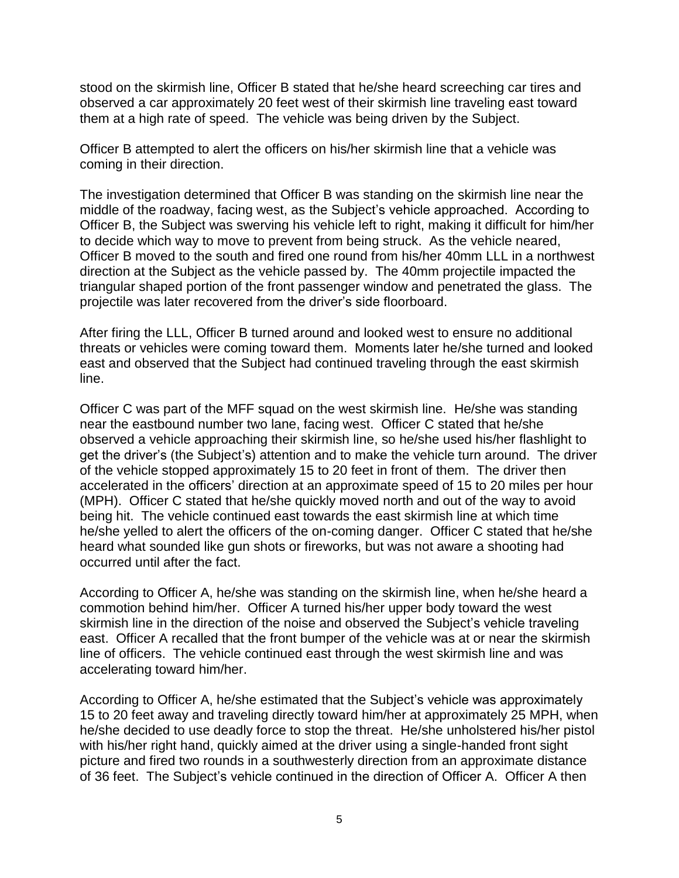stood on the skirmish line, Officer B stated that he/she heard screeching car tires and observed a car approximately 20 feet west of their skirmish line traveling east toward them at a high rate of speed. The vehicle was being driven by the Subject.

Officer B attempted to alert the officers on his/her skirmish line that a vehicle was coming in their direction.

The investigation determined that Officer B was standing on the skirmish line near the middle of the roadway, facing west, as the Subject's vehicle approached. According to Officer B, the Subject was swerving his vehicle left to right, making it difficult for him/her to decide which way to move to prevent from being struck. As the vehicle neared, Officer B moved to the south and fired one round from his/her 40mm LLL in a northwest direction at the Subject as the vehicle passed by. The 40mm projectile impacted the triangular shaped portion of the front passenger window and penetrated the glass. The projectile was later recovered from the driver's side floorboard.

After firing the LLL, Officer B turned around and looked west to ensure no additional threats or vehicles were coming toward them. Moments later he/she turned and looked east and observed that the Subject had continued traveling through the east skirmish line.

Officer C was part of the MFF squad on the west skirmish line. He/she was standing near the eastbound number two lane, facing west. Officer C stated that he/she observed a vehicle approaching their skirmish line, so he/she used his/her flashlight to get the driver's (the Subject's) attention and to make the vehicle turn around. The driver of the vehicle stopped approximately 15 to 20 feet in front of them. The driver then accelerated in the officers' direction at an approximate speed of 15 to 20 miles per hour (MPH). Officer C stated that he/she quickly moved north and out of the way to avoid being hit. The vehicle continued east towards the east skirmish line at which time he/she yelled to alert the officers of the on-coming danger. Officer C stated that he/she heard what sounded like gun shots or fireworks, but was not aware a shooting had occurred until after the fact.

According to Officer A, he/she was standing on the skirmish line, when he/she heard a commotion behind him/her. Officer A turned his/her upper body toward the west skirmish line in the direction of the noise and observed the Subject's vehicle traveling east. Officer A recalled that the front bumper of the vehicle was at or near the skirmish line of officers. The vehicle continued east through the west skirmish line and was accelerating toward him/her.

According to Officer A, he/she estimated that the Subject's vehicle was approximately 15 to 20 feet away and traveling directly toward him/her at approximately 25 MPH, when he/she decided to use deadly force to stop the threat. He/she unholstered his/her pistol with his/her right hand, quickly aimed at the driver using a single-handed front sight picture and fired two rounds in a southwesterly direction from an approximate distance of 36 feet. The Subject's vehicle continued in the direction of Officer A. Officer A then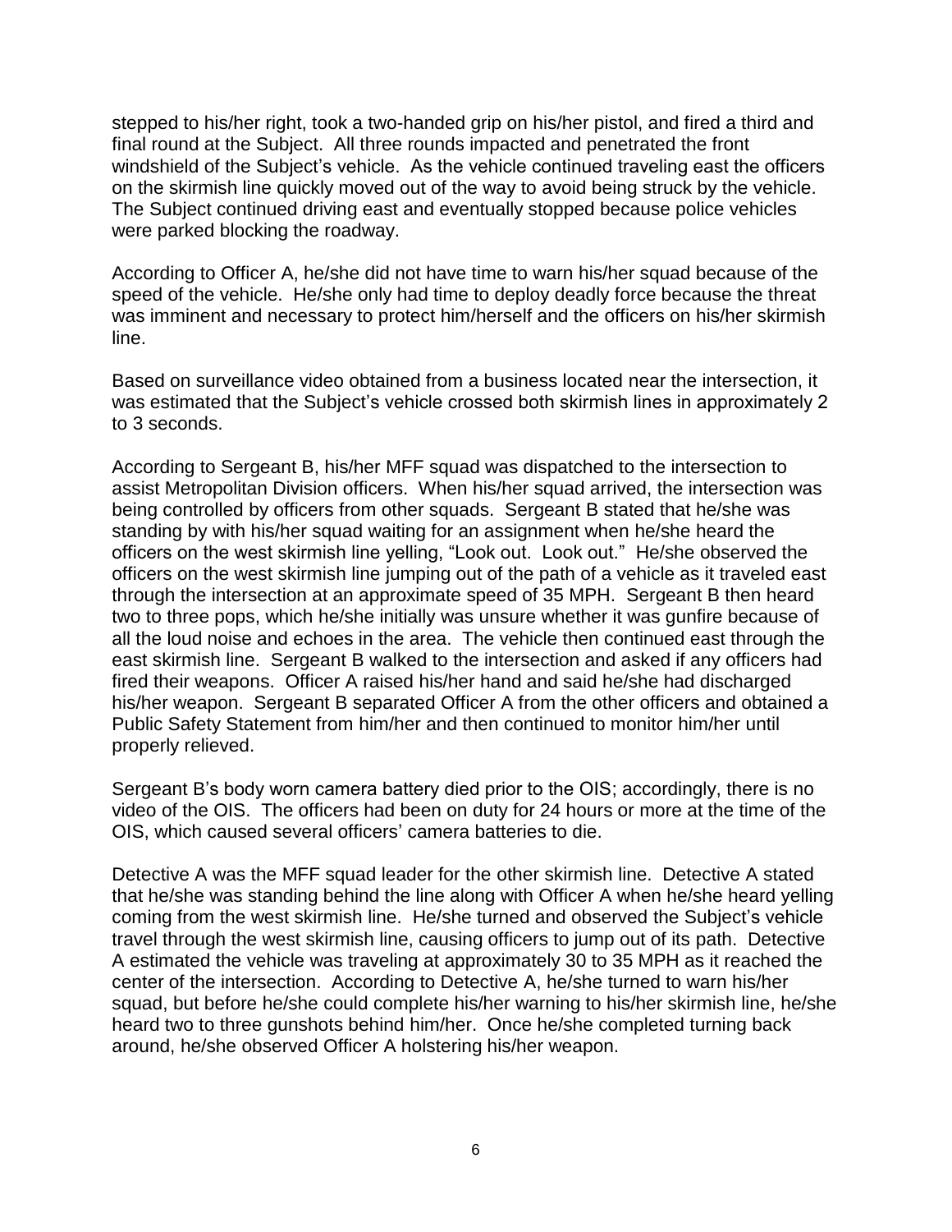stepped to his/her right, took a two-handed grip on his/her pistol, and fired a third and final round at the Subject. All three rounds impacted and penetrated the front windshield of the Subject's vehicle. As the vehicle continued traveling east the officers on the skirmish line quickly moved out of the way to avoid being struck by the vehicle. The Subject continued driving east and eventually stopped because police vehicles were parked blocking the roadway.

According to Officer A, he/she did not have time to warn his/her squad because of the speed of the vehicle. He/she only had time to deploy deadly force because the threat was imminent and necessary to protect him/herself and the officers on his/her skirmish line.

Based on surveillance video obtained from a business located near the intersection, it was estimated that the Subject's vehicle crossed both skirmish lines in approximately 2 to 3 seconds.

According to Sergeant B, his/her MFF squad was dispatched to the intersection to assist Metropolitan Division officers. When his/her squad arrived, the intersection was being controlled by officers from other squads. Sergeant B stated that he/she was standing by with his/her squad waiting for an assignment when he/she heard the officers on the west skirmish line yelling, "Look out. Look out." He/she observed the officers on the west skirmish line jumping out of the path of a vehicle as it traveled east through the intersection at an approximate speed of 35 MPH. Sergeant B then heard two to three pops, which he/she initially was unsure whether it was gunfire because of all the loud noise and echoes in the area. The vehicle then continued east through the east skirmish line. Sergeant B walked to the intersection and asked if any officers had fired their weapons. Officer A raised his/her hand and said he/she had discharged his/her weapon. Sergeant B separated Officer A from the other officers and obtained a Public Safety Statement from him/her and then continued to monitor him/her until properly relieved.

Sergeant B's body worn camera battery died prior to the OIS; accordingly, there is no video of the OIS. The officers had been on duty for 24 hours or more at the time of the OIS, which caused several officers' camera batteries to die.

Detective A was the MFF squad leader for the other skirmish line. Detective A stated that he/she was standing behind the line along with Officer A when he/she heard yelling coming from the west skirmish line. He/she turned and observed the Subject's vehicle travel through the west skirmish line, causing officers to jump out of its path. Detective A estimated the vehicle was traveling at approximately 30 to 35 MPH as it reached the center of the intersection. According to Detective A, he/she turned to warn his/her squad, but before he/she could complete his/her warning to his/her skirmish line, he/she heard two to three gunshots behind him/her. Once he/she completed turning back around, he/she observed Officer A holstering his/her weapon.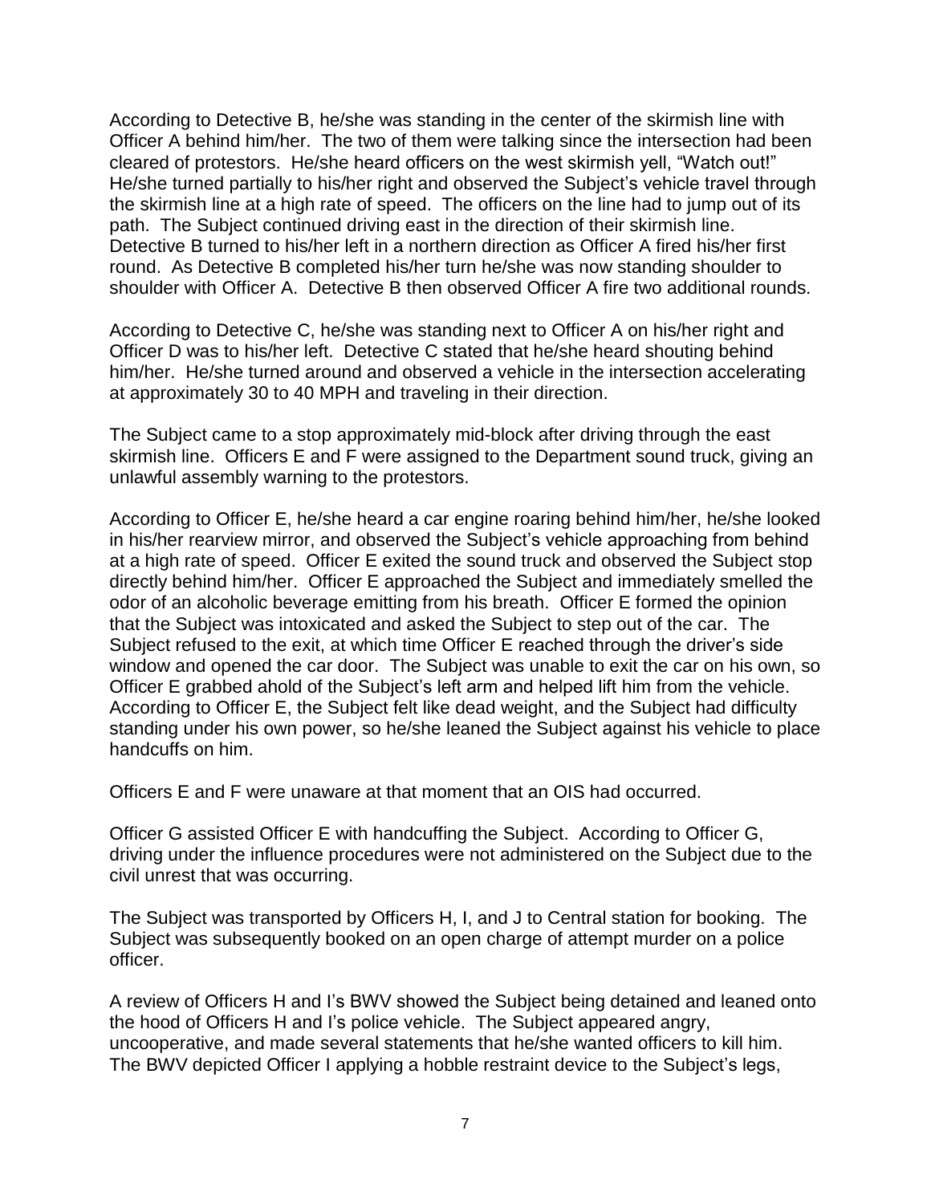According to Detective B, he/she was standing in the center of the skirmish line with Officer A behind him/her. The two of them were talking since the intersection had been cleared of protestors. He/she heard officers on the west skirmish yell, "Watch out!" He/she turned partially to his/her right and observed the Subject's vehicle travel through the skirmish line at a high rate of speed. The officers on the line had to jump out of its path. The Subject continued driving east in the direction of their skirmish line. Detective B turned to his/her left in a northern direction as Officer A fired his/her first round. As Detective B completed his/her turn he/she was now standing shoulder to shoulder with Officer A. Detective B then observed Officer A fire two additional rounds.

According to Detective C, he/she was standing next to Officer A on his/her right and Officer D was to his/her left. Detective C stated that he/she heard shouting behind him/her. He/she turned around and observed a vehicle in the intersection accelerating at approximately 30 to 40 MPH and traveling in their direction.

The Subject came to a stop approximately mid-block after driving through the east skirmish line. Officers E and F were assigned to the Department sound truck, giving an unlawful assembly warning to the protestors.

According to Officer E, he/she heard a car engine roaring behind him/her, he/she looked in his/her rearview mirror, and observed the Subject's vehicle approaching from behind at a high rate of speed. Officer E exited the sound truck and observed the Subject stop directly behind him/her. Officer E approached the Subject and immediately smelled the odor of an alcoholic beverage emitting from his breath. Officer E formed the opinion that the Subject was intoxicated and asked the Subject to step out of the car. The Subject refused to the exit, at which time Officer E reached through the driver's side window and opened the car door. The Subject was unable to exit the car on his own, so Officer E grabbed ahold of the Subject's left arm and helped lift him from the vehicle. According to Officer E, the Subject felt like dead weight, and the Subject had difficulty standing under his own power, so he/she leaned the Subject against his vehicle to place handcuffs on him.

Officers E and F were unaware at that moment that an OIS had occurred.

Officer G assisted Officer E with handcuffing the Subject. According to Officer G, driving under the influence procedures were not administered on the Subject due to the civil unrest that was occurring.

The Subject was transported by Officers H, I, and J to Central station for booking. The Subject was subsequently booked on an open charge of attempt murder on a police officer.

A review of Officers H and I's BWV showed the Subject being detained and leaned onto the hood of Officers H and I's police vehicle. The Subject appeared angry, uncooperative, and made several statements that he/she wanted officers to kill him. The BWV depicted Officer I applying a hobble restraint device to the Subject's legs,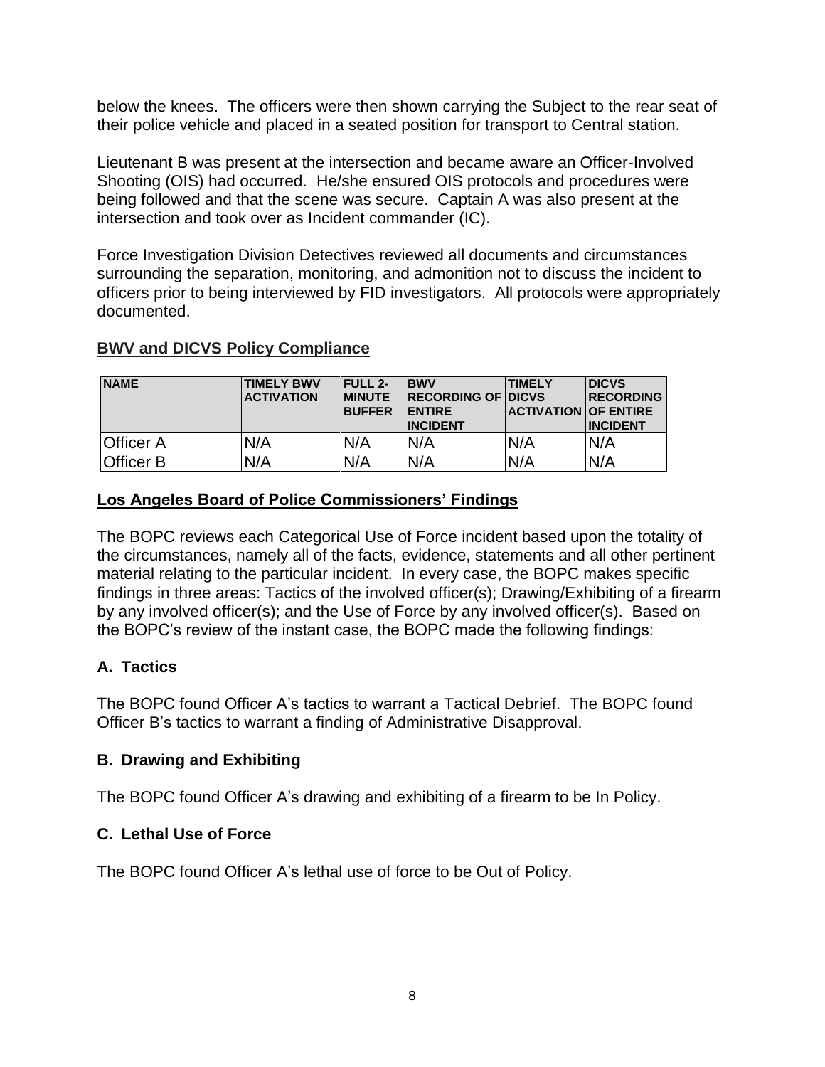below the knees. The officers were then shown carrying the Subject to the rear seat of their police vehicle and placed in a seated position for transport to Central station.

Lieutenant B was present at the intersection and became aware an Officer-Involved Shooting (OIS) had occurred. He/she ensured OIS protocols and procedures were being followed and that the scene was secure. Captain A was also present at the intersection and took over as Incident commander (IC).

Force Investigation Division Detectives reviewed all documents and circumstances surrounding the separation, monitoring, and admonition not to discuss the incident to officers prior to being interviewed by FID investigators. All protocols were appropriately documented.

**BWV and DICVS Policy Compliance**

| NAME | TIMELY BWV ACTIVATION | FULL 2-MINUTE BUFFER | BWV RECORDING OF ENTIRE INCIDENT | TIMELY DICVS ACTIVATION | DICVS RECORDING OF ENTIRE INCIDENT |
|---|---|---|---|---|---|
| Officer A | N/A | N/A | N/A | N/A | N/A |
| Officer B | N/A | N/A | N/A | N/A | N/A |

**Los Angeles Board of Police Commissioners' Findings**

The BOPC reviews each Categorical Use of Force incident based upon the totality of the circumstances, namely all of the facts, evidence, statements and all other pertinent material relating to the particular incident. In every case, the BOPC makes specific findings in three areas: Tactics of the involved officer(s); Drawing/Exhibiting of a firearm by any involved officer(s); and the Use of Force by any involved officer(s). Based on the BOPC's review of the instant case, the BOPC made the following findings:

### A. Tactics

The BOPC found Officer A's tactics to warrant a Tactical Debrief. The BOPC found Officer B's tactics to warrant a finding of Administrative Disapproval.

### B. Drawing and Exhibiting

The BOPC found Officer A's drawing and exhibiting of a firearm to be In Policy.

### C. Lethal Use of Force

The BOPC found Officer A's lethal use of force to be Out of Policy.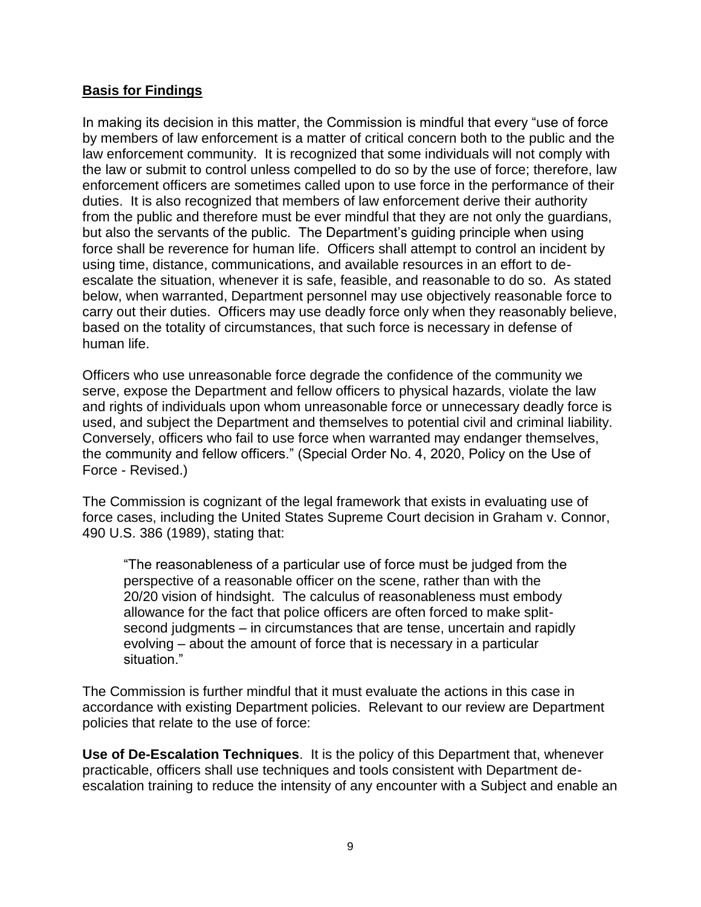**Basis for Findings**

In making its decision in this matter, the Commission is mindful that every "use of force by members of law enforcement is a matter of critical concern both to the public and the law enforcement community. It is recognized that some individuals will not comply with the law or submit to control unless compelled to do so by the use of force; therefore, law enforcement officers are sometimes called upon to use force in the performance of their duties. It is also recognized that members of law enforcement derive their authority from the public and therefore must be ever mindful that they are not only the guardians, but also the servants of the public. The Department's guiding principle when using force shall be reverence for human life. Officers shall attempt to control an incident by using time, distance, communications, and available resources in an effort to de-escalate the situation, whenever it is safe, feasible, and reasonable to do so. As stated below, when warranted, Department personnel may use objectively reasonable force to carry out their duties. Officers may use deadly force only when they reasonably believe, based on the totality of circumstances, that such force is necessary in defense of human life.

Officers who use unreasonable force degrade the confidence of the community we serve, expose the Department and fellow officers to physical hazards, violate the law and rights of individuals upon whom unreasonable force or unnecessary deadly force is used, and subject the Department and themselves to potential civil and criminal liability. Conversely, officers who fail to use force when warranted may endanger themselves, the community and fellow officers." (Special Order No. 4, 2020, Policy on the Use of Force - Revised.)

The Commission is cognizant of the legal framework that exists in evaluating use of force cases, including the United States Supreme Court decision in Graham v. Connor, 490 U.S. 386 (1989), stating that:

> "The reasonableness of a particular use of force must be judged from the perspective of a reasonable officer on the scene, rather than with the 20/20 vision of hindsight. The calculus of reasonableness must embody allowance for the fact that police officers are often forced to make split-second judgments – in circumstances that are tense, uncertain and rapidly evolving – about the amount of force that is necessary in a particular situation."

The Commission is further mindful that it must evaluate the actions in this case in accordance with existing Department policies. Relevant to our review are Department policies that relate to the use of force:

**Use of De-Escalation Techniques**. It is the policy of this Department that, whenever practicable, officers shall use techniques and tools consistent with Department de-escalation training to reduce the intensity of any encounter with a Subject and enable an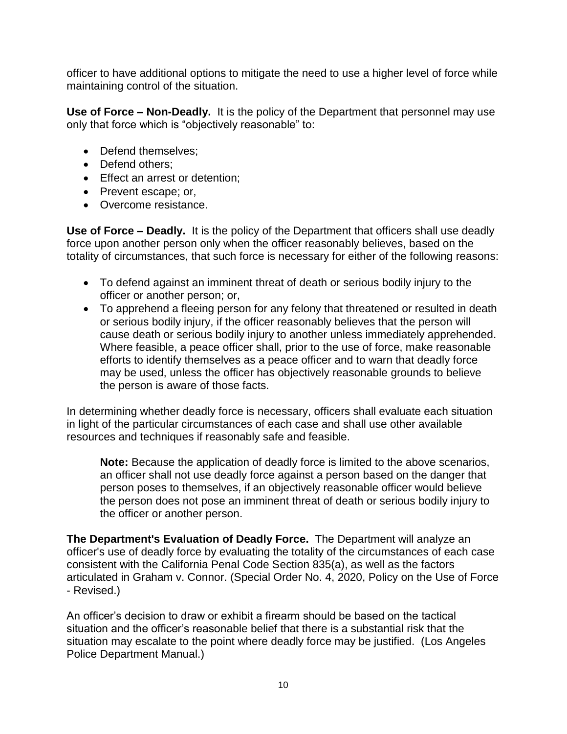officer to have additional options to mitigate the need to use a higher level of force while maintaining control of the situation.

**Use of Force – Non-Deadly.** It is the policy of the Department that personnel may use only that force which is "objectively reasonable" to:

- Defend themselves;
- Defend others;
- Effect an arrest or detention;
- Prevent escape; or,
- Overcome resistance.

**Use of Force – Deadly.** It is the policy of the Department that officers shall use deadly force upon another person only when the officer reasonably believes, based on the totality of circumstances, that such force is necessary for either of the following reasons:

- To defend against an imminent threat of death or serious bodily injury to the officer or another person; or,
- To apprehend a fleeing person for any felony that threatened or resulted in death or serious bodily injury, if the officer reasonably believes that the person will cause death or serious bodily injury to another unless immediately apprehended. Where feasible, a peace officer shall, prior to the use of force, make reasonable efforts to identify themselves as a peace officer and to warn that deadly force may be used, unless the officer has objectively reasonable grounds to believe the person is aware of those facts.

In determining whether deadly force is necessary, officers shall evaluate each situation in light of the particular circumstances of each case and shall use other available resources and techniques if reasonably safe and feasible.

> **Note:** Because the application of deadly force is limited to the above scenarios, an officer shall not use deadly force against a person based on the danger that person poses to themselves, if an objectively reasonable officer would believe the person does not pose an imminent threat of death or serious bodily injury to the officer or another person.

**The Department's Evaluation of Deadly Force.** The Department will analyze an officer's use of deadly force by evaluating the totality of the circumstances of each case consistent with the California Penal Code Section 835(a), as well as the factors articulated in Graham v. Connor. (Special Order No. 4, 2020, Policy on the Use of Force - Revised.)

An officer's decision to draw or exhibit a firearm should be based on the tactical situation and the officer's reasonable belief that there is a substantial risk that the situation may escalate to the point where deadly force may be justified. (Los Angeles Police Department Manual.)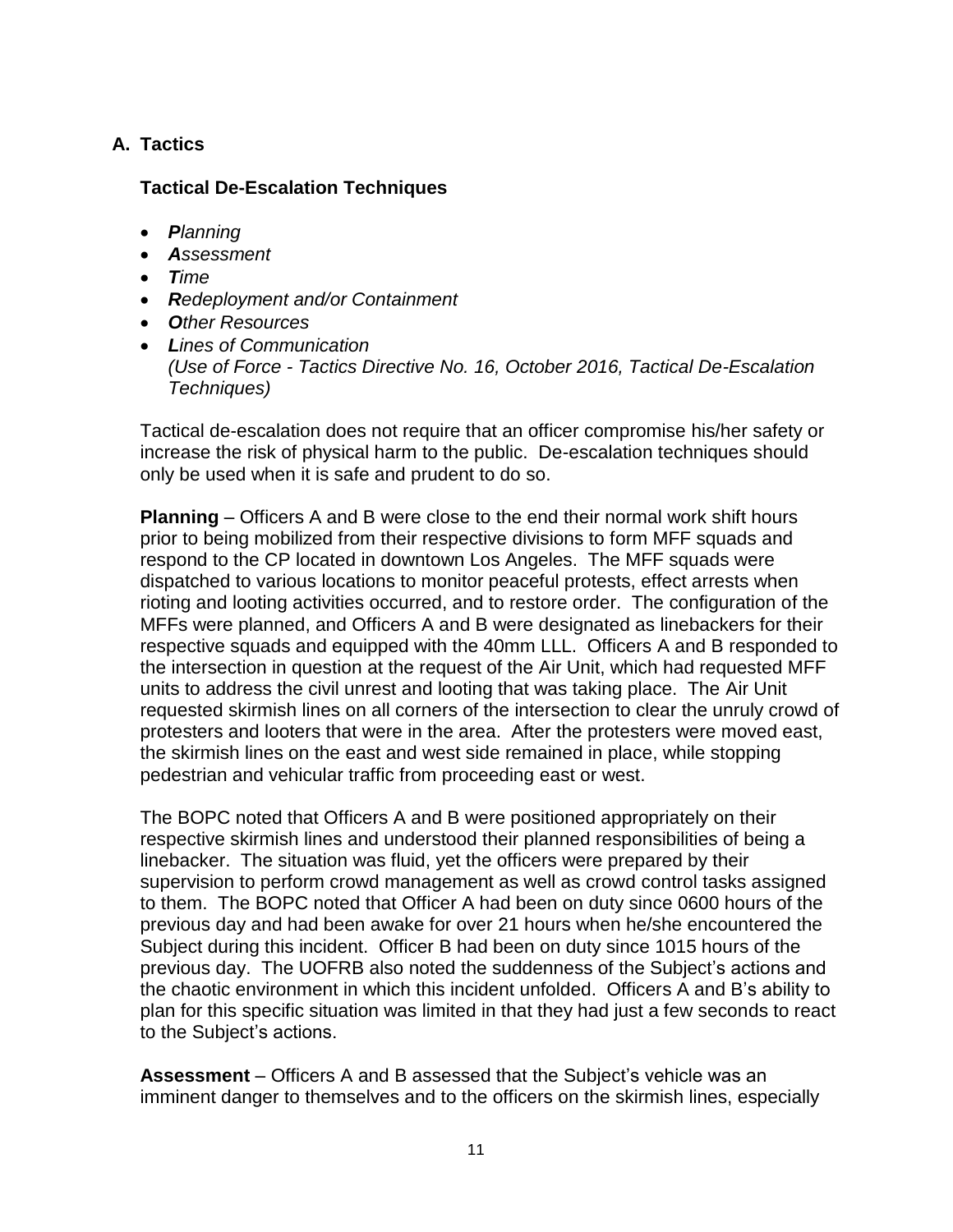## A. Tactics

### Tactical De-Escalation Techniques

- ***P**lanning*
- ***A**ssessment*
- ***T**ime*
- ***R**edeployment and/or Containment*
- ***O**ther Resources*
- ***L**ines of Communication*
  *(Use of Force - Tactics Directive No. 16, October 2016, Tactical De-Escalation Techniques)*

Tactical de-escalation does not require that an officer compromise his/her safety or increase the risk of physical harm to the public. De-escalation techniques should only be used when it is safe and prudent to do so.

**Planning** – Officers A and B were close to the end their normal work shift hours prior to being mobilized from their respective divisions to form MFF squads and respond to the CP located in downtown Los Angeles. The MFF squads were dispatched to various locations to monitor peaceful protests, effect arrests when rioting and looting activities occurred, and to restore order. The configuration of the MFFs were planned, and Officers A and B were designated as linebackers for their respective squads and equipped with the 40mm LLL. Officers A and B responded to the intersection in question at the request of the Air Unit, which had requested MFF units to address the civil unrest and looting that was taking place. The Air Unit requested skirmish lines on all corners of the intersection to clear the unruly crowd of protesters and looters that were in the area. After the protesters were moved east, the skirmish lines on the east and west side remained in place, while stopping pedestrian and vehicular traffic from proceeding east or west.

The BOPC noted that Officers A and B were positioned appropriately on their respective skirmish lines and understood their planned responsibilities of being a linebacker. The situation was fluid, yet the officers were prepared by their supervision to perform crowd management as well as crowd control tasks assigned to them. The BOPC noted that Officer A had been on duty since 0600 hours of the previous day and had been awake for over 21 hours when he/she encountered the Subject during this incident. Officer B had been on duty since 1015 hours of the previous day. The UOFRB also noted the suddenness of the Subject's actions and the chaotic environment in which this incident unfolded. Officers A and B's ability to plan for this specific situation was limited in that they had just a few seconds to react to the Subject's actions.

**Assessment** – Officers A and B assessed that the Subject's vehicle was an imminent danger to themselves and to the officers on the skirmish lines, especially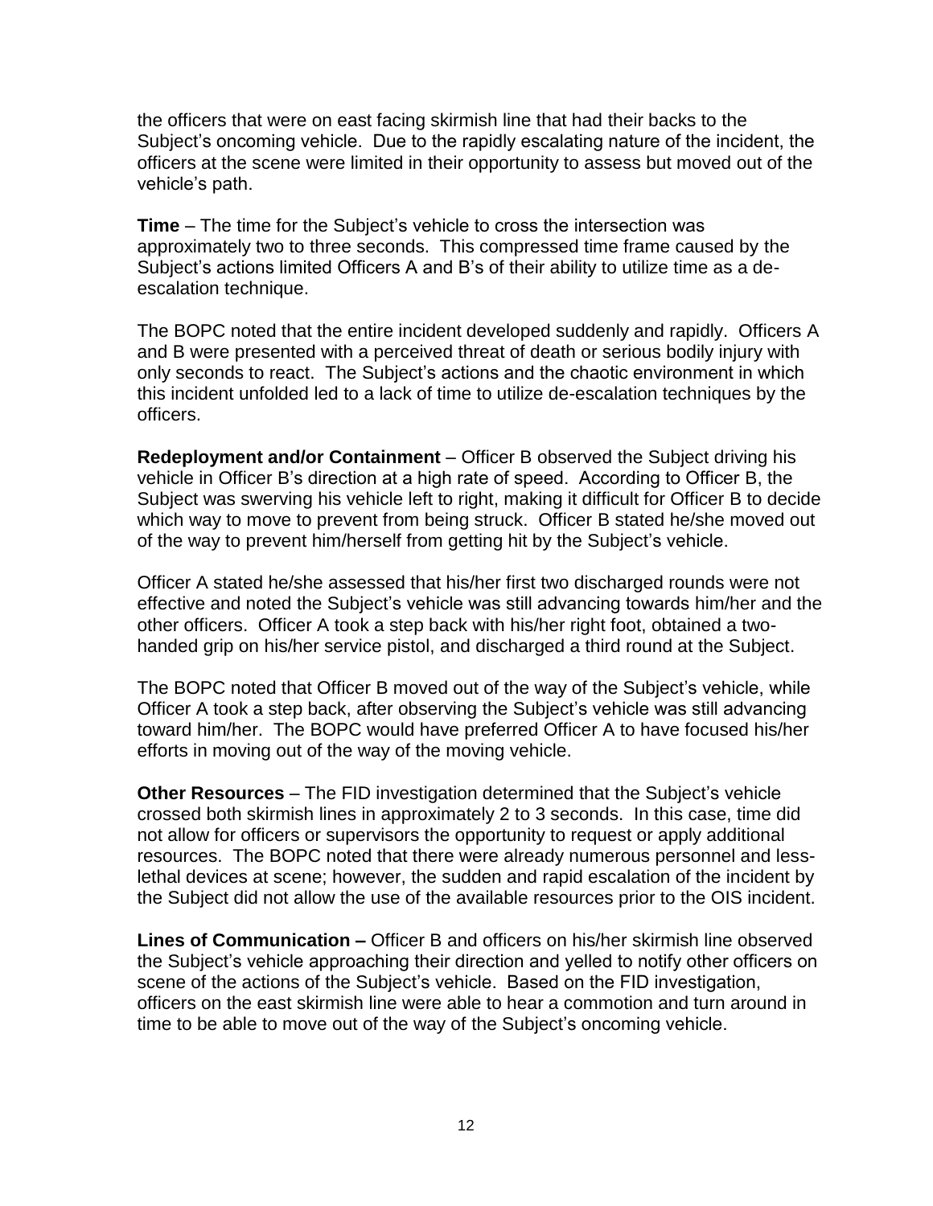the officers that were on east facing skirmish line that had their backs to the Subject's oncoming vehicle. Due to the rapidly escalating nature of the incident, the officers at the scene were limited in their opportunity to assess but moved out of the vehicle's path.

**Time** – The time for the Subject's vehicle to cross the intersection was approximately two to three seconds. This compressed time frame caused by the Subject's actions limited Officers A and B's of their ability to utilize time as a de-escalation technique.

The BOPC noted that the entire incident developed suddenly and rapidly. Officers A and B were presented with a perceived threat of death or serious bodily injury with only seconds to react. The Subject's actions and the chaotic environment in which this incident unfolded led to a lack of time to utilize de-escalation techniques by the officers.

**Redeployment and/or Containment** – Officer B observed the Subject driving his vehicle in Officer B's direction at a high rate of speed. According to Officer B, the Subject was swerving his vehicle left to right, making it difficult for Officer B to decide which way to move to prevent from being struck. Officer B stated he/she moved out of the way to prevent him/herself from getting hit by the Subject's vehicle.

Officer A stated he/she assessed that his/her first two discharged rounds were not effective and noted the Subject's vehicle was still advancing towards him/her and the other officers. Officer A took a step back with his/her right foot, obtained a two-handed grip on his/her service pistol, and discharged a third round at the Subject.

The BOPC noted that Officer B moved out of the way of the Subject's vehicle, while Officer A took a step back, after observing the Subject's vehicle was still advancing toward him/her. The BOPC would have preferred Officer A to have focused his/her efforts in moving out of the way of the moving vehicle.

**Other Resources** – The FID investigation determined that the Subject's vehicle crossed both skirmish lines in approximately 2 to 3 seconds. In this case, time did not allow for officers or supervisors the opportunity to request or apply additional resources. The BOPC noted that there were already numerous personnel and less-lethal devices at scene; however, the sudden and rapid escalation of the incident by the Subject did not allow the use of the available resources prior to the OIS incident.

**Lines of Communication –** Officer B and officers on his/her skirmish line observed the Subject's vehicle approaching their direction and yelled to notify other officers on scene of the actions of the Subject's vehicle. Based on the FID investigation, officers on the east skirmish line were able to hear a commotion and turn around in time to be able to move out of the way of the Subject's oncoming vehicle.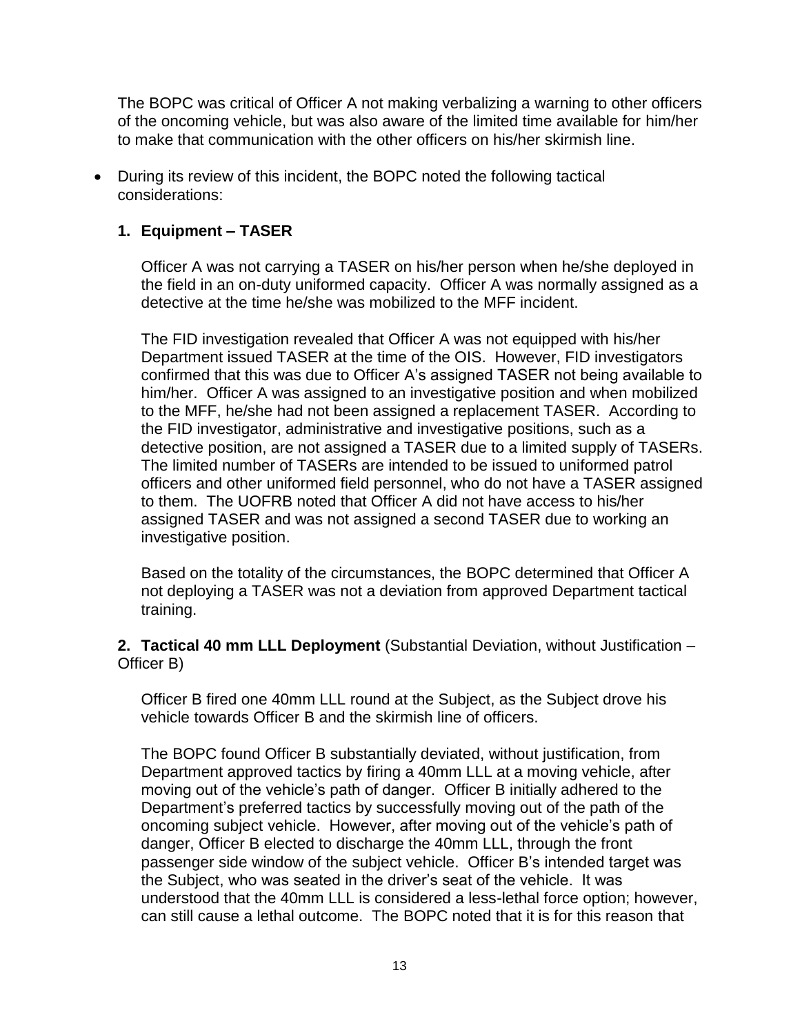The BOPC was critical of Officer A not making verbalizing a warning to other officers of the oncoming vehicle, but was also aware of the limited time available for him/her to make that communication with the other officers on his/her skirmish line.

- During its review of this incident, the BOPC noted the following tactical considerations:

  **1. Equipment – TASER**

  Officer A was not carrying a TASER on his/her person when he/she deployed in the field in an on-duty uniformed capacity. Officer A was normally assigned as a detective at the time he/she was mobilized to the MFF incident.

  The FID investigation revealed that Officer A was not equipped with his/her Department issued TASER at the time of the OIS. However, FID investigators confirmed that this was due to Officer A's assigned TASER not being available to him/her. Officer A was assigned to an investigative position and when mobilized to the MFF, he/she had not been assigned a replacement TASER. According to the FID investigator, administrative and investigative positions, such as a detective position, are not assigned a TASER due to a limited supply of TASERs. The limited number of TASERs are intended to be issued to uniformed patrol officers and other uniformed field personnel, who do not have a TASER assigned to them. The UOFRB noted that Officer A did not have access to his/her assigned TASER and was not assigned a second TASER due to working an investigative position.

  Based on the totality of the circumstances, the BOPC determined that Officer A not deploying a TASER was not a deviation from approved Department tactical training.

  **2. Tactical 40 mm LLL Deployment** (Substantial Deviation, without Justification – Officer B)

  Officer B fired one 40mm LLL round at the Subject, as the Subject drove his vehicle towards Officer B and the skirmish line of officers.

  The BOPC found Officer B substantially deviated, without justification, from Department approved tactics by firing a 40mm LLL at a moving vehicle, after moving out of the vehicle's path of danger. Officer B initially adhered to the Department's preferred tactics by successfully moving out of the path of the oncoming subject vehicle. However, after moving out of the vehicle's path of danger, Officer B elected to discharge the 40mm LLL, through the front passenger side window of the subject vehicle. Officer B's intended target was the Subject, who was seated in the driver's seat of the vehicle. It was understood that the 40mm LLL is considered a less-lethal force option; however, can still cause a lethal outcome. The BOPC noted that it is for this reason that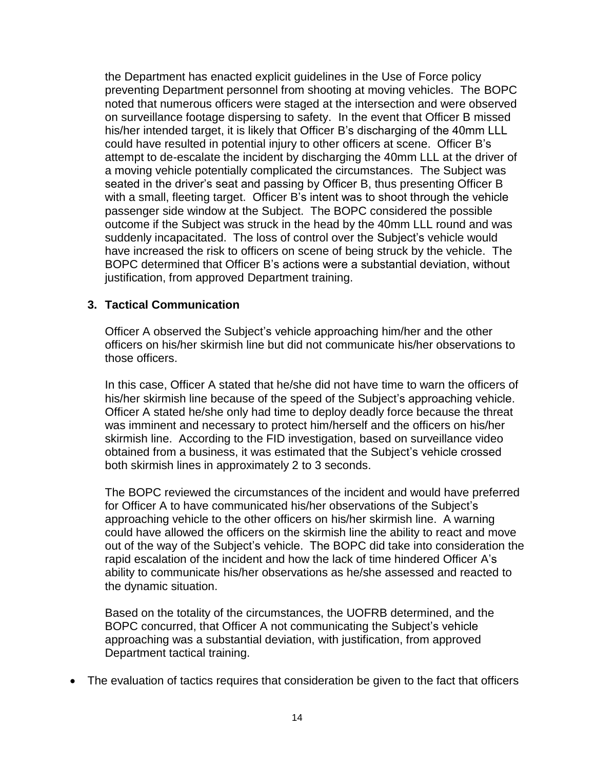the Department has enacted explicit guidelines in the Use of Force policy preventing Department personnel from shooting at moving vehicles. The BOPC noted that numerous officers were staged at the intersection and were observed on surveillance footage dispersing to safety. In the event that Officer B missed his/her intended target, it is likely that Officer B's discharging of the 40mm LLL could have resulted in potential injury to other officers at scene. Officer B's attempt to de-escalate the incident by discharging the 40mm LLL at the driver of a moving vehicle potentially complicated the circumstances. The Subject was seated in the driver's seat and passing by Officer B, thus presenting Officer B with a small, fleeting target. Officer B's intent was to shoot through the vehicle passenger side window at the Subject. The BOPC considered the possible outcome if the Subject was struck in the head by the 40mm LLL round and was suddenly incapacitated. The loss of control over the Subject's vehicle would have increased the risk to officers on scene of being struck by the vehicle. The BOPC determined that Officer B's actions were a substantial deviation, without justification, from approved Department training.

**3. Tactical Communication**

Officer A observed the Subject's vehicle approaching him/her and the other officers on his/her skirmish line but did not communicate his/her observations to those officers.

In this case, Officer A stated that he/she did not have time to warn the officers of his/her skirmish line because of the speed of the Subject's approaching vehicle. Officer A stated he/she only had time to deploy deadly force because the threat was imminent and necessary to protect him/herself and the officers on his/her skirmish line. According to the FID investigation, based on surveillance video obtained from a business, it was estimated that the Subject's vehicle crossed both skirmish lines in approximately 2 to 3 seconds.

The BOPC reviewed the circumstances of the incident and would have preferred for Officer A to have communicated his/her observations of the Subject's approaching vehicle to the other officers on his/her skirmish line. A warning could have allowed the officers on the skirmish line the ability to react and move out of the way of the Subject's vehicle. The BOPC did take into consideration the rapid escalation of the incident and how the lack of time hindered Officer A's ability to communicate his/her observations as he/she assessed and reacted to the dynamic situation.

Based on the totality of the circumstances, the UOFRB determined, and the BOPC concurred, that Officer A not communicating the Subject's vehicle approaching was a substantial deviation, with justification, from approved Department tactical training.

- The evaluation of tactics requires that consideration be given to the fact that officers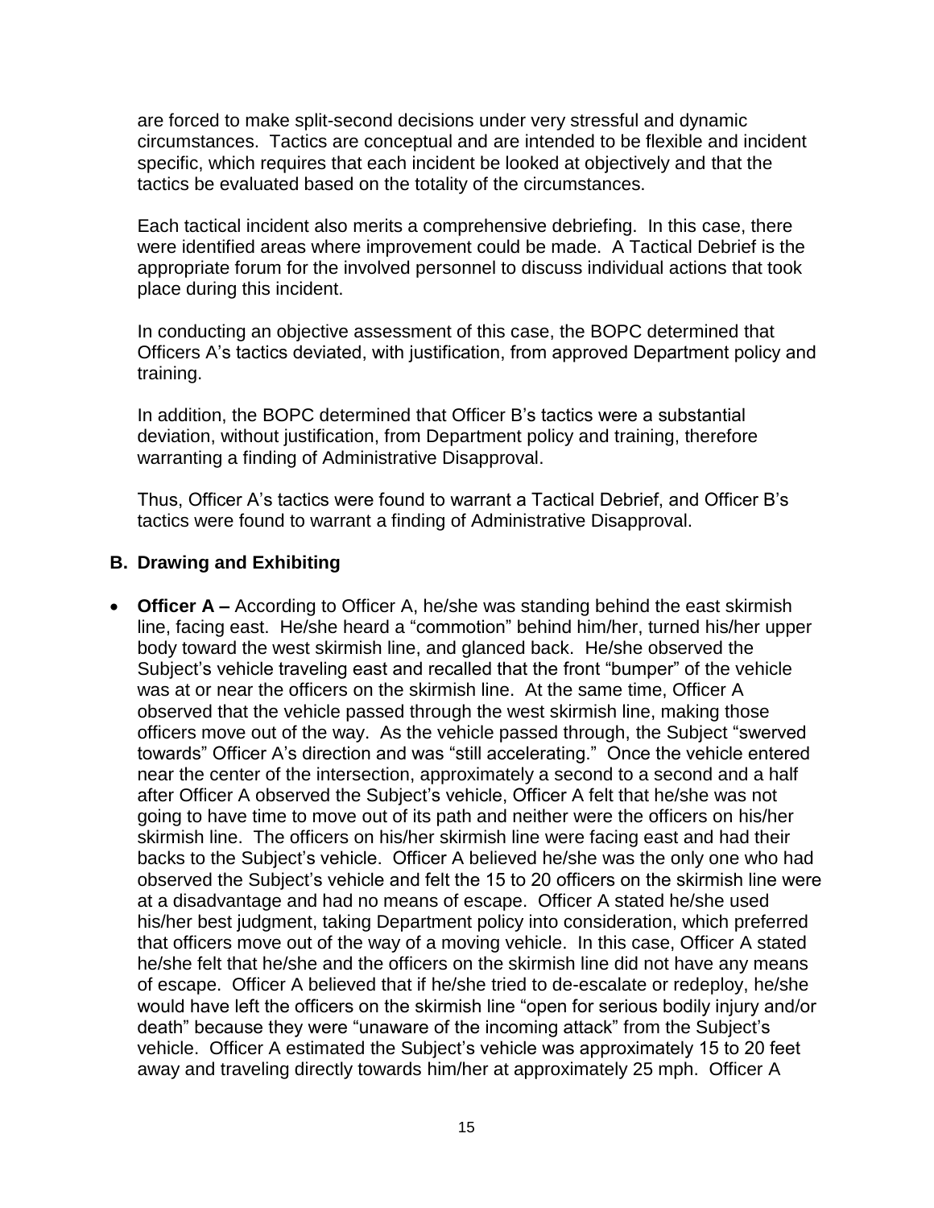are forced to make split-second decisions under very stressful and dynamic circumstances. Tactics are conceptual and are intended to be flexible and incident specific, which requires that each incident be looked at objectively and that the tactics be evaluated based on the totality of the circumstances.

Each tactical incident also merits a comprehensive debriefing. In this case, there were identified areas where improvement could be made. A Tactical Debrief is the appropriate forum for the involved personnel to discuss individual actions that took place during this incident.

In conducting an objective assessment of this case, the BOPC determined that Officers A's tactics deviated, with justification, from approved Department policy and training.

In addition, the BOPC determined that Officer B's tactics were a substantial deviation, without justification, from Department policy and training, therefore warranting a finding of Administrative Disapproval.

Thus, Officer A's tactics were found to warrant a Tactical Debrief, and Officer B's tactics were found to warrant a finding of Administrative Disapproval.

### B. Drawing and Exhibiting

- **Officer A –** According to Officer A, he/she was standing behind the east skirmish line, facing east. He/she heard a "commotion" behind him/her, turned his/her upper body toward the west skirmish line, and glanced back. He/she observed the Subject's vehicle traveling east and recalled that the front "bumper" of the vehicle was at or near the officers on the skirmish line. At the same time, Officer A observed that the vehicle passed through the west skirmish line, making those officers move out of the way. As the vehicle passed through, the Subject "swerved towards" Officer A's direction and was "still accelerating." Once the vehicle entered near the center of the intersection, approximately a second to a second and a half after Officer A observed the Subject's vehicle, Officer A felt that he/she was not going to have time to move out of its path and neither were the officers on his/her skirmish line. The officers on his/her skirmish line were facing east and had their backs to the Subject's vehicle. Officer A believed he/she was the only one who had observed the Subject's vehicle and felt the 15 to 20 officers on the skirmish line were at a disadvantage and had no means of escape. Officer A stated he/she used his/her best judgment, taking Department policy into consideration, which preferred that officers move out of the way of a moving vehicle. In this case, Officer A stated he/she felt that he/she and the officers on the skirmish line did not have any means of escape. Officer A believed that if he/she tried to de-escalate or redeploy, he/she would have left the officers on the skirmish line "open for serious bodily injury and/or death" because they were "unaware of the incoming attack" from the Subject's vehicle. Officer A estimated the Subject's vehicle was approximately 15 to 20 feet away and traveling directly towards him/her at approximately 25 mph. Officer A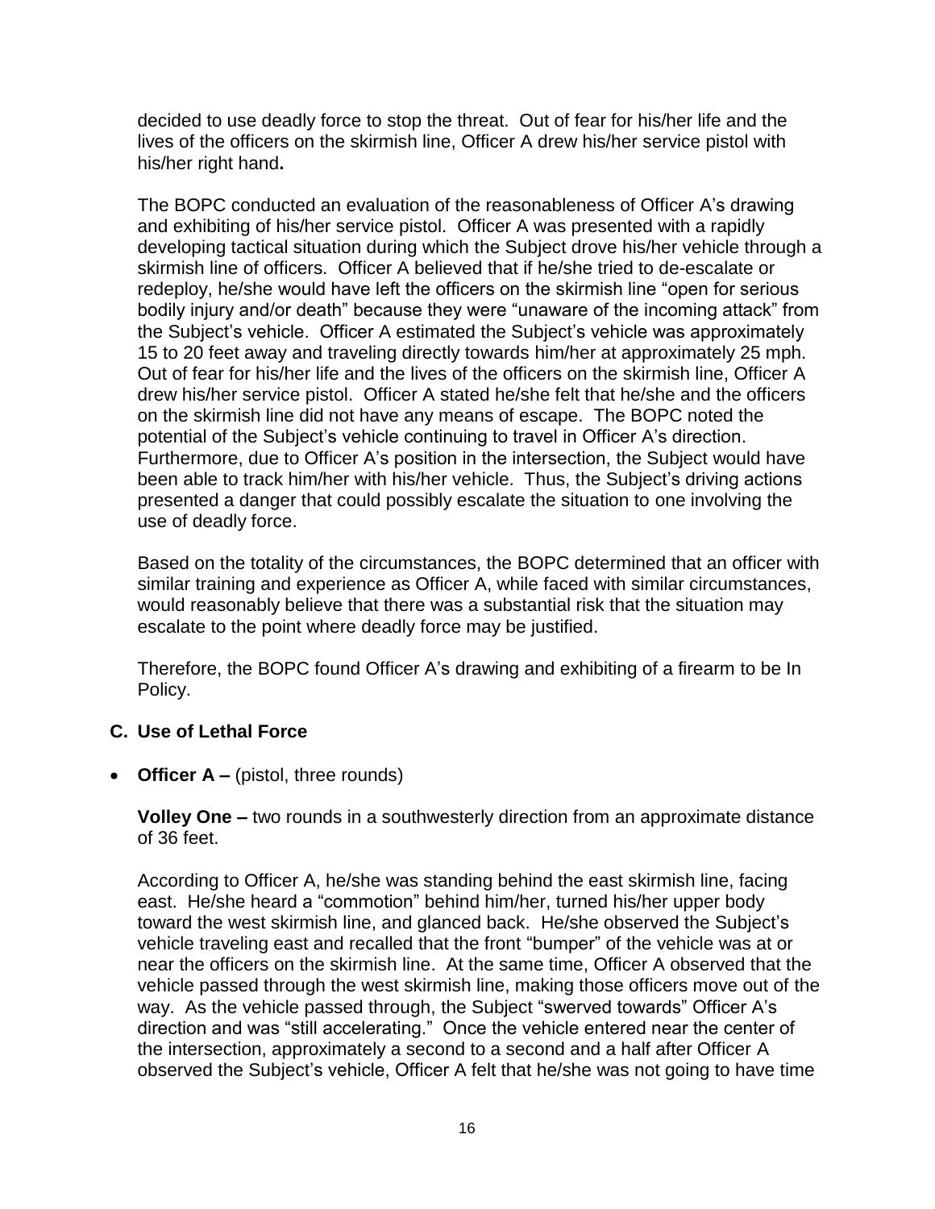decided to use deadly force to stop the threat. Out of fear for his/her life and the lives of the officers on the skirmish line, Officer A drew his/her service pistol with his/her right hand**.**

The BOPC conducted an evaluation of the reasonableness of Officer A's drawing and exhibiting of his/her service pistol. Officer A was presented with a rapidly developing tactical situation during which the Subject drove his/her vehicle through a skirmish line of officers. Officer A believed that if he/she tried to de-escalate or redeploy, he/she would have left the officers on the skirmish line "open for serious bodily injury and/or death" because they were "unaware of the incoming attack" from the Subject's vehicle. Officer A estimated the Subject's vehicle was approximately 15 to 20 feet away and traveling directly towards him/her at approximately 25 mph. Out of fear for his/her life and the lives of the officers on the skirmish line, Officer A drew his/her service pistol. Officer A stated he/she felt that he/she and the officers on the skirmish line did not have any means of escape. The BOPC noted the potential of the Subject's vehicle continuing to travel in Officer A's direction. Furthermore, due to Officer A's position in the intersection, the Subject would have been able to track him/her with his/her vehicle. Thus, the Subject's driving actions presented a danger that could possibly escalate the situation to one involving the use of deadly force.

Based on the totality of the circumstances, the BOPC determined that an officer with similar training and experience as Officer A, while faced with similar circumstances, would reasonably believe that there was a substantial risk that the situation may escalate to the point where deadly force may be justified.

Therefore, the BOPC found Officer A's drawing and exhibiting of a firearm to be In Policy.

## C. Use of Lethal Force

- **Officer A –** (pistol, three rounds)

**Volley One –** two rounds in a southwesterly direction from an approximate distance of 36 feet.

According to Officer A, he/she was standing behind the east skirmish line, facing east. He/she heard a "commotion" behind him/her, turned his/her upper body toward the west skirmish line, and glanced back. He/she observed the Subject's vehicle traveling east and recalled that the front "bumper" of the vehicle was at or near the officers on the skirmish line. At the same time, Officer A observed that the vehicle passed through the west skirmish line, making those officers move out of the way. As the vehicle passed through, the Subject "swerved towards" Officer A's direction and was "still accelerating." Once the vehicle entered near the center of the intersection, approximately a second to a second and a half after Officer A observed the Subject's vehicle, Officer A felt that he/she was not going to have time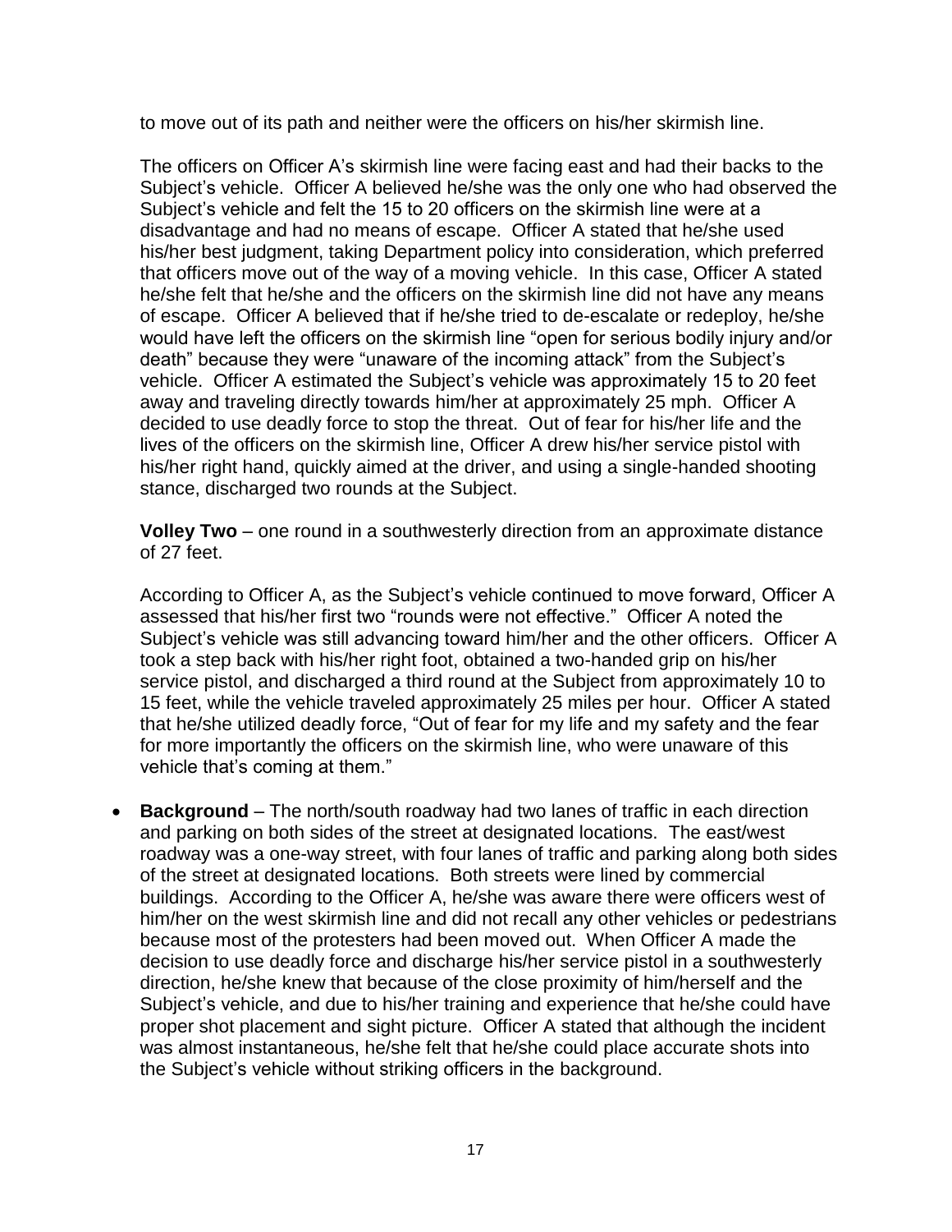to move out of its path and neither were the officers on his/her skirmish line.

The officers on Officer A's skirmish line were facing east and had their backs to the Subject's vehicle. Officer A believed he/she was the only one who had observed the Subject's vehicle and felt the 15 to 20 officers on the skirmish line were at a disadvantage and had no means of escape. Officer A stated that he/she used his/her best judgment, taking Department policy into consideration, which preferred that officers move out of the way of a moving vehicle. In this case, Officer A stated he/she felt that he/she and the officers on the skirmish line did not have any means of escape. Officer A believed that if he/she tried to de-escalate or redeploy, he/she would have left the officers on the skirmish line "open for serious bodily injury and/or death" because they were "unaware of the incoming attack" from the Subject's vehicle. Officer A estimated the Subject's vehicle was approximately 15 to 20 feet away and traveling directly towards him/her at approximately 25 mph. Officer A decided to use deadly force to stop the threat. Out of fear for his/her life and the lives of the officers on the skirmish line, Officer A drew his/her service pistol with his/her right hand, quickly aimed at the driver, and using a single-handed shooting stance, discharged two rounds at the Subject.

**Volley Two** – one round in a southwesterly direction from an approximate distance of 27 feet.

According to Officer A, as the Subject's vehicle continued to move forward, Officer A assessed that his/her first two "rounds were not effective." Officer A noted the Subject's vehicle was still advancing toward him/her and the other officers. Officer A took a step back with his/her right foot, obtained a two-handed grip on his/her service pistol, and discharged a third round at the Subject from approximately 10 to 15 feet, while the vehicle traveled approximately 25 miles per hour. Officer A stated that he/she utilized deadly force, "Out of fear for my life and my safety and the fear for more importantly the officers on the skirmish line, who were unaware of this vehicle that's coming at them."

- **Background** – The north/south roadway had two lanes of traffic in each direction and parking on both sides of the street at designated locations. The east/west roadway was a one-way street, with four lanes of traffic and parking along both sides of the street at designated locations. Both streets were lined by commercial buildings. According to the Officer A, he/she was aware there were officers west of him/her on the west skirmish line and did not recall any other vehicles or pedestrians because most of the protesters had been moved out. When Officer A made the decision to use deadly force and discharge his/her service pistol in a southwesterly direction, he/she knew that because of the close proximity of him/herself and the Subject's vehicle, and due to his/her training and experience that he/she could have proper shot placement and sight picture. Officer A stated that although the incident was almost instantaneous, he/she felt that he/she could place accurate shots into the Subject's vehicle without striking officers in the background.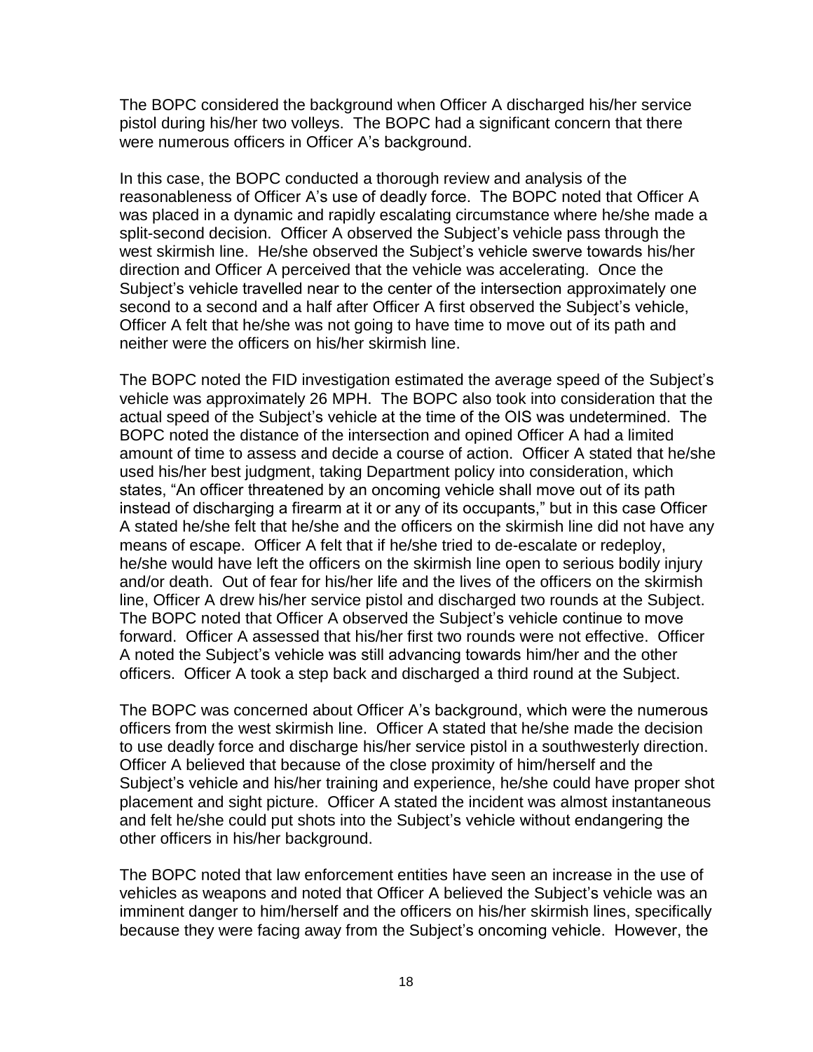The BOPC considered the background when Officer A discharged his/her service pistol during his/her two volleys. The BOPC had a significant concern that there were numerous officers in Officer A's background.

In this case, the BOPC conducted a thorough review and analysis of the reasonableness of Officer A's use of deadly force. The BOPC noted that Officer A was placed in a dynamic and rapidly escalating circumstance where he/she made a split-second decision. Officer A observed the Subject's vehicle pass through the west skirmish line. He/she observed the Subject's vehicle swerve towards his/her direction and Officer A perceived that the vehicle was accelerating. Once the Subject's vehicle travelled near to the center of the intersection approximately one second to a second and a half after Officer A first observed the Subject's vehicle, Officer A felt that he/she was not going to have time to move out of its path and neither were the officers on his/her skirmish line.

The BOPC noted the FID investigation estimated the average speed of the Subject's vehicle was approximately 26 MPH. The BOPC also took into consideration that the actual speed of the Subject's vehicle at the time of the OIS was undetermined. The BOPC noted the distance of the intersection and opined Officer A had a limited amount of time to assess and decide a course of action. Officer A stated that he/she used his/her best judgment, taking Department policy into consideration, which states, "An officer threatened by an oncoming vehicle shall move out of its path instead of discharging a firearm at it or any of its occupants," but in this case Officer A stated he/she felt that he/she and the officers on the skirmish line did not have any means of escape. Officer A felt that if he/she tried to de-escalate or redeploy, he/she would have left the officers on the skirmish line open to serious bodily injury and/or death. Out of fear for his/her life and the lives of the officers on the skirmish line, Officer A drew his/her service pistol and discharged two rounds at the Subject. The BOPC noted that Officer A observed the Subject's vehicle continue to move forward. Officer A assessed that his/her first two rounds were not effective. Officer A noted the Subject's vehicle was still advancing towards him/her and the other officers. Officer A took a step back and discharged a third round at the Subject.

The BOPC was concerned about Officer A's background, which were the numerous officers from the west skirmish line. Officer A stated that he/she made the decision to use deadly force and discharge his/her service pistol in a southwesterly direction. Officer A believed that because of the close proximity of him/herself and the Subject's vehicle and his/her training and experience, he/she could have proper shot placement and sight picture. Officer A stated the incident was almost instantaneous and felt he/she could put shots into the Subject's vehicle without endangering the other officers in his/her background.

The BOPC noted that law enforcement entities have seen an increase in the use of vehicles as weapons and noted that Officer A believed the Subject's vehicle was an imminent danger to him/herself and the officers on his/her skirmish lines, specifically because they were facing away from the Subject's oncoming vehicle. However, the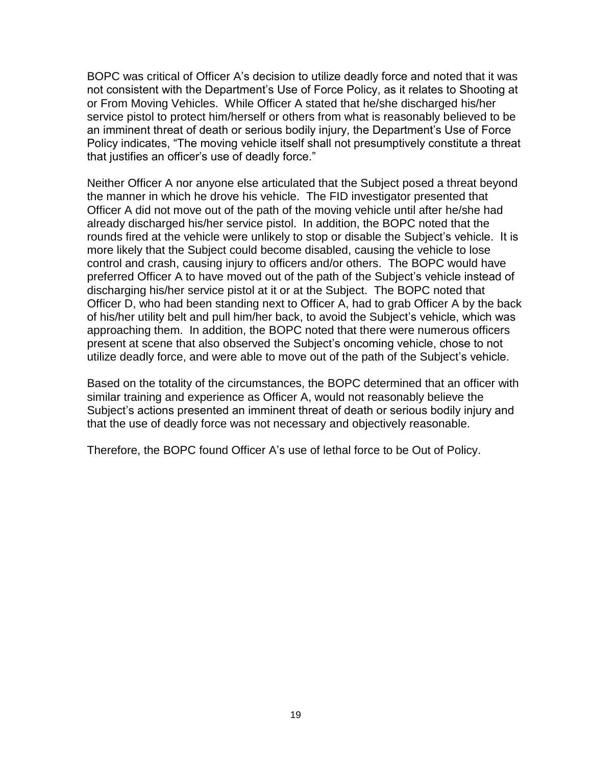BOPC was critical of Officer A's decision to utilize deadly force and noted that it was not consistent with the Department's Use of Force Policy, as it relates to Shooting at or From Moving Vehicles. While Officer A stated that he/she discharged his/her service pistol to protect him/herself or others from what is reasonably believed to be an imminent threat of death or serious bodily injury, the Department's Use of Force Policy indicates, "The moving vehicle itself shall not presumptively constitute a threat that justifies an officer's use of deadly force."

Neither Officer A nor anyone else articulated that the Subject posed a threat beyond the manner in which he drove his vehicle. The FID investigator presented that Officer A did not move out of the path of the moving vehicle until after he/she had already discharged his/her service pistol. In addition, the BOPC noted that the rounds fired at the vehicle were unlikely to stop or disable the Subject's vehicle. It is more likely that the Subject could become disabled, causing the vehicle to lose control and crash, causing injury to officers and/or others. The BOPC would have preferred Officer A to have moved out of the path of the Subject's vehicle instead of discharging his/her service pistol at it or at the Subject. The BOPC noted that Officer D, who had been standing next to Officer A, had to grab Officer A by the back of his/her utility belt and pull him/her back, to avoid the Subject's vehicle, which was approaching them. In addition, the BOPC noted that there were numerous officers present at scene that also observed the Subject's oncoming vehicle, chose to not utilize deadly force, and were able to move out of the path of the Subject's vehicle.

Based on the totality of the circumstances, the BOPC determined that an officer with similar training and experience as Officer A, would not reasonably believe the Subject's actions presented an imminent threat of death or serious bodily injury and that the use of deadly force was not necessary and objectively reasonable.

Therefore, the BOPC found Officer A's use of lethal force to be Out of Policy.